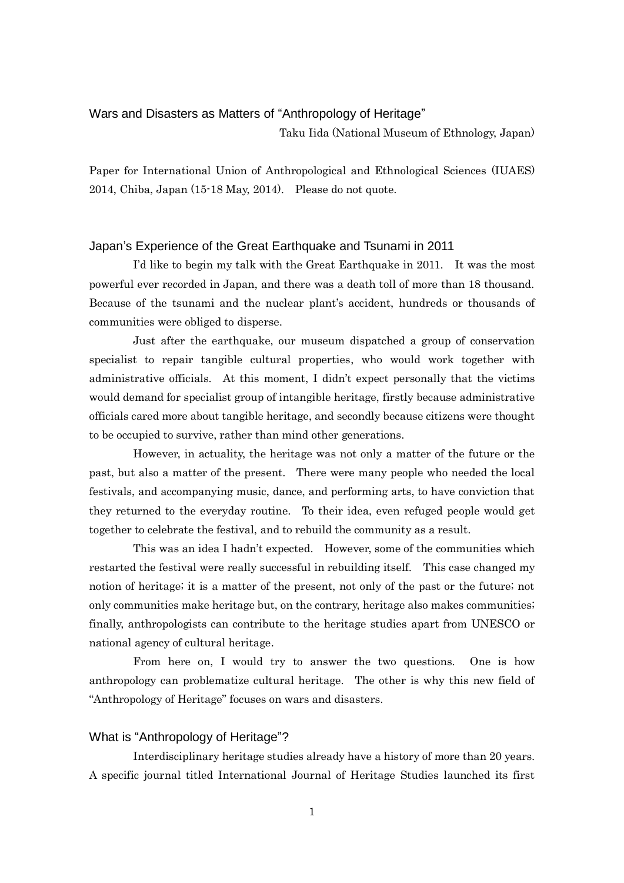# Wars and Disasters as Matters of "Anthropology of Heritage"

Taku Iida (National Museum of Ethnology, Japan)

Paper for International Union of Anthropological and Ethnological Sciences (IUAES) 2014, Chiba, Japan (15-18 May, 2014). Please do not quote.

## Japan's Experience of the Great Earthquake and Tsunami in 2011

I'd like to begin my talk with the Great Earthquake in 2011. It was the most powerful ever recorded in Japan, and there was a death toll of more than 18 thousand. Because of the tsunami and the nuclear plant's accident, hundreds or thousands of communities were obliged to disperse.

Just after the earthquake, our museum dispatched a group of conservation specialist to repair tangible cultural properties, who would work together with administrative officials. At this moment, I didn't expect personally that the victims would demand for specialist group of intangible heritage, firstly because administrative officials cared more about tangible heritage, and secondly because citizens were thought to be occupied to survive, rather than mind other generations.

However, in actuality, the heritage was not only a matter of the future or the past, but also a matter of the present. There were many people who needed the local festivals, and accompanying music, dance, and performing arts, to have conviction that they returned to the everyday routine. To their idea, even refuged people would get together to celebrate the festival, and to rebuild the community as a result.

This was an idea I hadn't expected. However, some of the communities which restarted the festival were really successful in rebuilding itself. This case changed my notion of heritage; it is a matter of the present, not only of the past or the future; not only communities make heritage but, on the contrary, heritage also makes communities; finally, anthropologists can contribute to the heritage studies apart from UNESCO or national agency of cultural heritage.

From here on, I would try to answer the two questions. One is how anthropology can problematize cultural heritage. The other is why this new field of "Anthropology of Heritage" focuses on wars and disasters.

## What is "Anthropology of Heritage"?

Interdisciplinary heritage studies already have a history of more than 20 years. A specific journal titled International Journal of Heritage Studies launched its first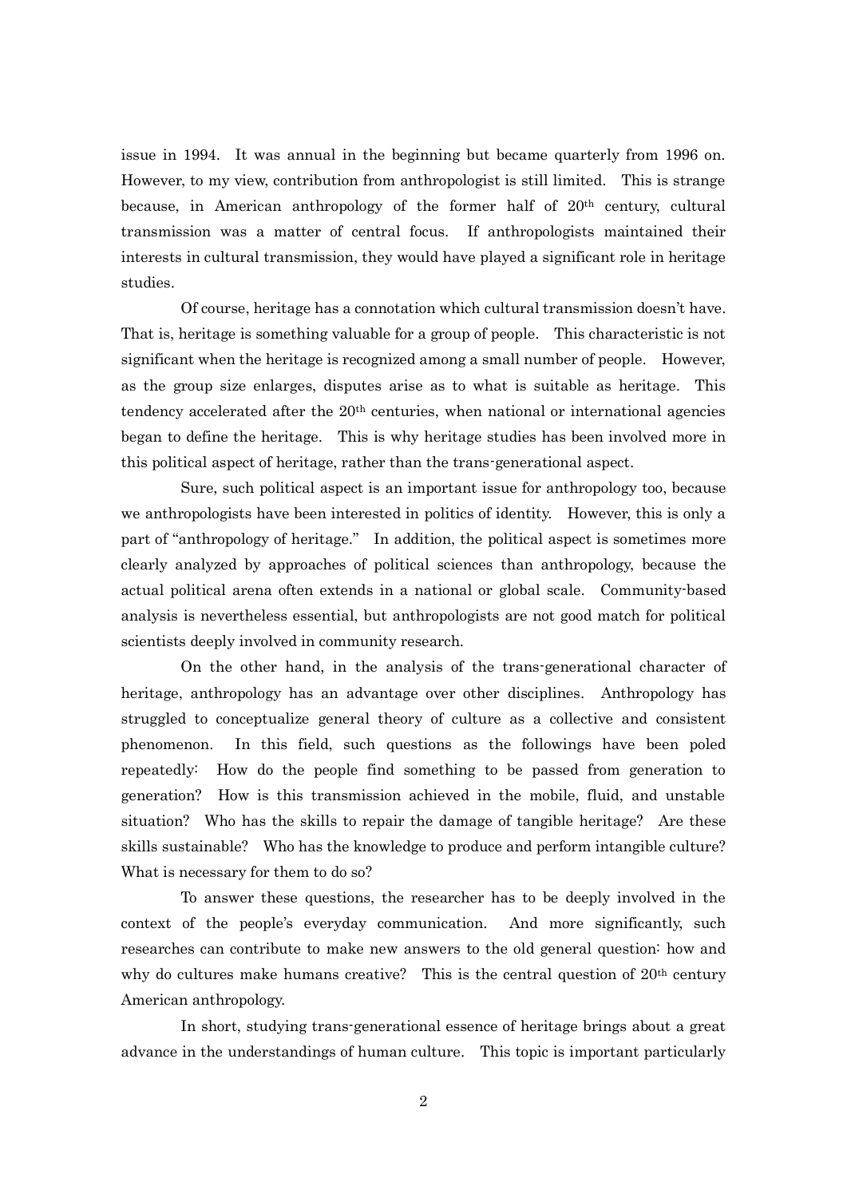issue in 1994. It was annual in the beginning but became quarterly from 1996 on. However, to my view, contribution from anthropologist is still limited. This is strange because, in American anthropology of the former half of 20th century, cultural transmission was a matter of central focus. If anthropologists maintained their interests in cultural transmission, they would have played a significant role in heritage studies.

Of course, heritage has a connotation which cultural transmission doesn't have. That is, heritage is something valuable for a group of people. This characteristic is not significant when the heritage is recognized among a small number of people. However, as the group size enlarges, disputes arise as to what is suitable as heritage. This tendency accelerated after the 20th centuries, when national or international agencies began to define the heritage. This is why heritage studies has been involved more in this political aspect of heritage, rather than the trans-generational aspect.

Sure, such political aspect is an important issue for anthropology too, because we anthropologists have been interested in politics of identity. However, this is only a part of "anthropology of heritage." In addition, the political aspect is sometimes more clearly analyzed by approaches of political sciences than anthropology, because the actual political arena often extends in a national or global scale. Community-based analysis is nevertheless essential, but anthropologists are not good match for political scientists deeply involved in community research.

On the other hand, in the analysis of the trans-generational character of heritage, anthropology has an advantage over other disciplines. Anthropology has struggled to conceptualize general theory of culture as a collective and consistent phenomenon. In this field, such questions as the followings have been poled repeatedly: How do the people find something to be passed from generation to generation? How is this transmission achieved in the mobile, fluid, and unstable situation? Who has the skills to repair the damage of tangible heritage? Are these skills sustainable? Who has the knowledge to produce and perform intangible culture? What is necessary for them to do so?

To answer these questions, the researcher has to be deeply involved in the context of the people's everyday communication. And more significantly, such researches can contribute to make new answers to the old general question: how and why do cultures make humans creative? This is the central question of 20th century American anthropology.

In short, studying trans-generational essence of heritage brings about a great advance in the understandings of human culture. This topic is important particularly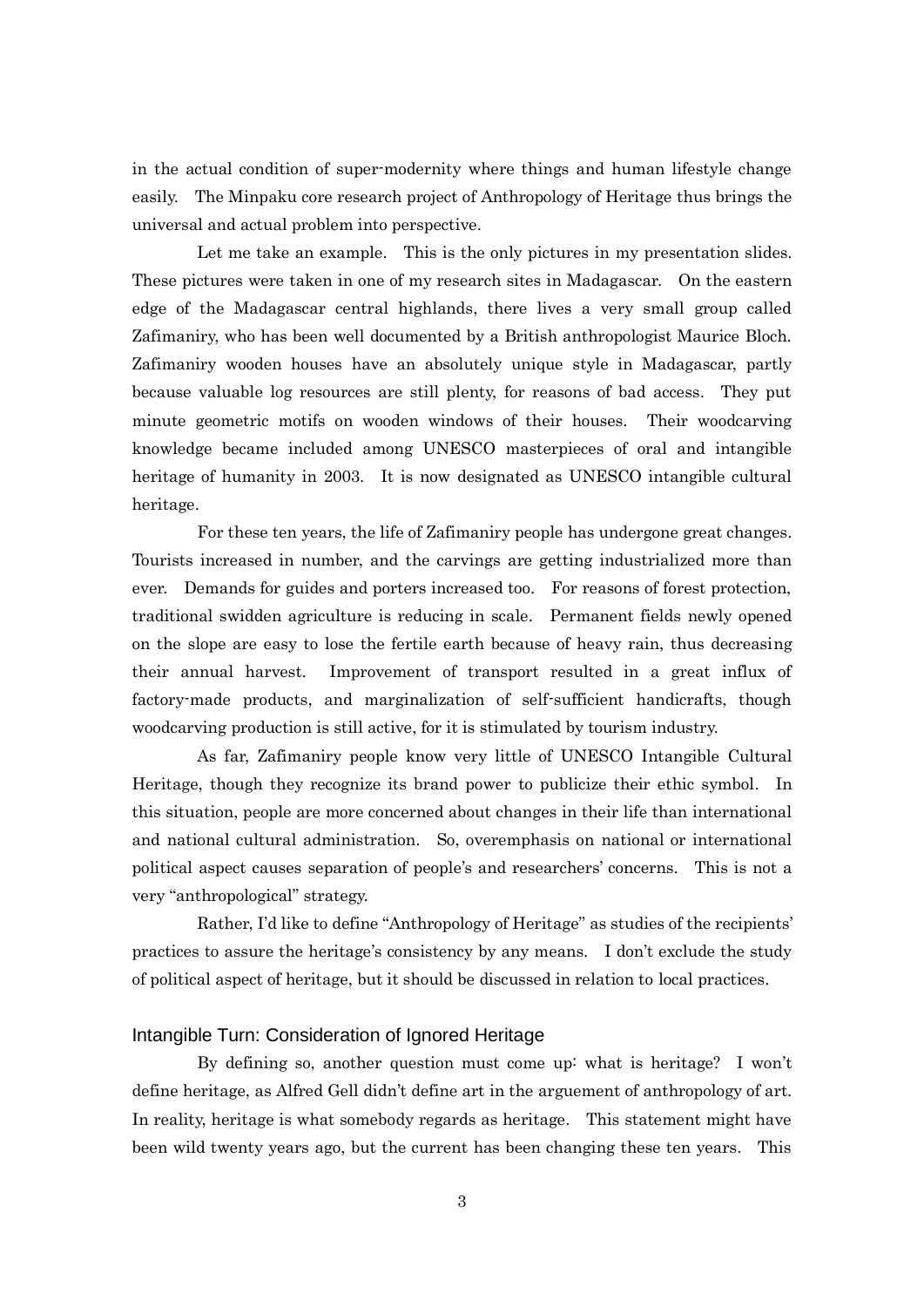in the actual condition of super-modernity where things and human lifestyle change easily. The Minpaku core research project of Anthropology of Heritage thus brings the universal and actual problem into perspective.

Let me take an example. This is the only pictures in my presentation slides. These pictures were taken in one of my research sites in Madagascar. On the eastern edge of the Madagascar central highlands, there lives a very small group called Zafimaniry, who has been well documented by a British anthropologist Maurice Bloch. Zafimaniry wooden houses have an absolutely unique style in Madagascar, partly because valuable log resources are still plenty, for reasons of bad access. They put minute geometric motifs on wooden windows of their houses. Their woodcarving knowledge became included among UNESCO masterpieces of oral and intangible heritage of humanity in 2003. It is now designated as UNESCO intangible cultural heritage.

For these ten years, the life of Zafimaniry people has undergone great changes. Tourists increased in number, and the carvings are getting industrialized more than ever. Demands for guides and porters increased too. For reasons of forest protection, traditional swidden agriculture is reducing in scale. Permanent fields newly opened on the slope are easy to lose the fertile earth because of heavy rain, thus decreasing their annual harvest. Improvement of transport resulted in a great influx of factory-made products, and marginalization of self-sufficient handicrafts, though woodcarving production is still active, for it is stimulated by tourism industry.

As far, Zafimaniry people know very little of UNESCO Intangible Cultural Heritage, though they recognize its brand power to publicize their ethic symbol. In this situation, people are more concerned about changes in their life than international and national cultural administration. So, overemphasis on national or international political aspect causes separation of people's and researchers' concerns. This is not a very "anthropological" strategy.

Rather, I'd like to define "Anthropology of Heritage" as studies of the recipients' practices to assure the heritage's consistency by any means. I don't exclude the study of political aspect of heritage, but it should be discussed in relation to local practices.

## Intangible Turn: Consideration of Ignored Heritage

By defining so, another question must come up: what is heritage? I won't define heritage, as Alfred Gell didn't define art in the arguement of anthropology of art. In reality, heritage is what somebody regards as heritage. This statement might have been wild twenty years ago, but the current has been changing these ten years. This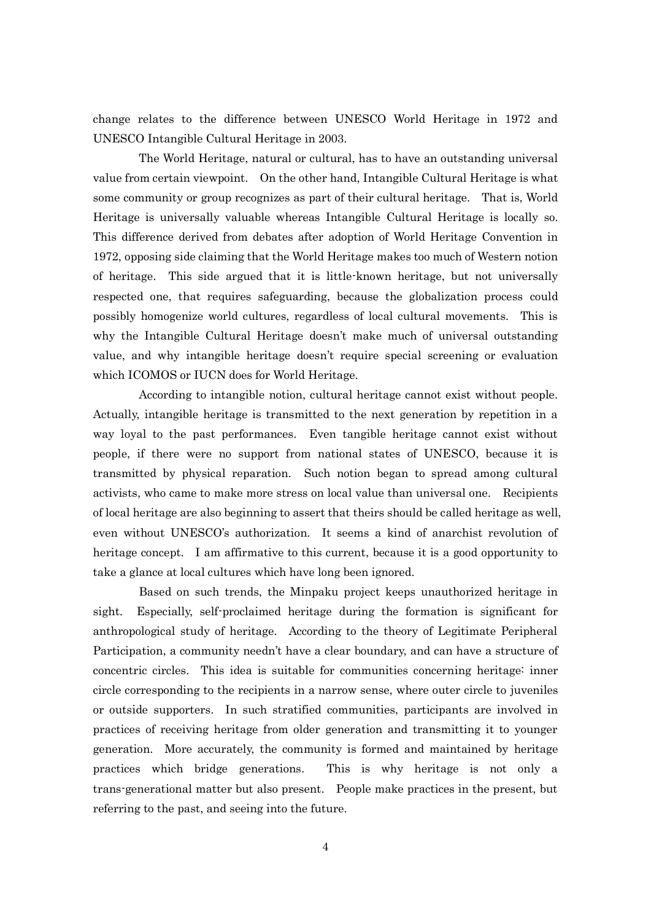change relates to the difference between UNESCO World Heritage in 1972 and UNESCO Intangible Cultural Heritage in 2003.

The World Heritage, natural or cultural, has to have an outstanding universal value from certain viewpoint. On the other hand, Intangible Cultural Heritage is what some community or group recognizes as part of their cultural heritage. That is, World Heritage is universally valuable whereas Intangible Cultural Heritage is locally so. This difference derived from debates after adoption of World Heritage Convention in 1972, opposing side claiming that the World Heritage makes too much of Western notion of heritage. This side argued that it is little-known heritage, but not universally respected one, that requires safeguarding, because the globalization process could possibly homogenize world cultures, regardless of local cultural movements. This is why the Intangible Cultural Heritage doesn't make much of universal outstanding value, and why intangible heritage doesn't require special screening or evaluation which ICOMOS or IUCN does for World Heritage.

According to intangible notion, cultural heritage cannot exist without people. Actually, intangible heritage is transmitted to the next generation by repetition in a way loyal to the past performances. Even tangible heritage cannot exist without people, if there were no support from national states of UNESCO, because it is transmitted by physical reparation. Such notion began to spread among cultural activists, who came to make more stress on local value than universal one. Recipients of local heritage are also beginning to assert that theirs should be called heritage as well, even without UNESCO's authorization. It seems a kind of anarchist revolution of heritage concept. I am affirmative to this current, because it is a good opportunity to take a glance at local cultures which have long been ignored.

Based on such trends, the Minpaku project keeps unauthorized heritage in sight. Especially, self-proclaimed heritage during the formation is significant for anthropological study of heritage. According to the theory of Legitimate Peripheral Participation, a community needn't have a clear boundary, and can have a structure of concentric circles. This idea is suitable for communities concerning heritage: inner circle corresponding to the recipients in a narrow sense, where outer circle to juveniles or outside supporters. In such stratified communities, participants are involved in practices of receiving heritage from older generation and transmitting it to younger generation. More accurately, the community is formed and maintained by heritage practices which bridge generations. This is why heritage is not only a trans-generational matter but also present. People make practices in the present, but referring to the past, and seeing into the future.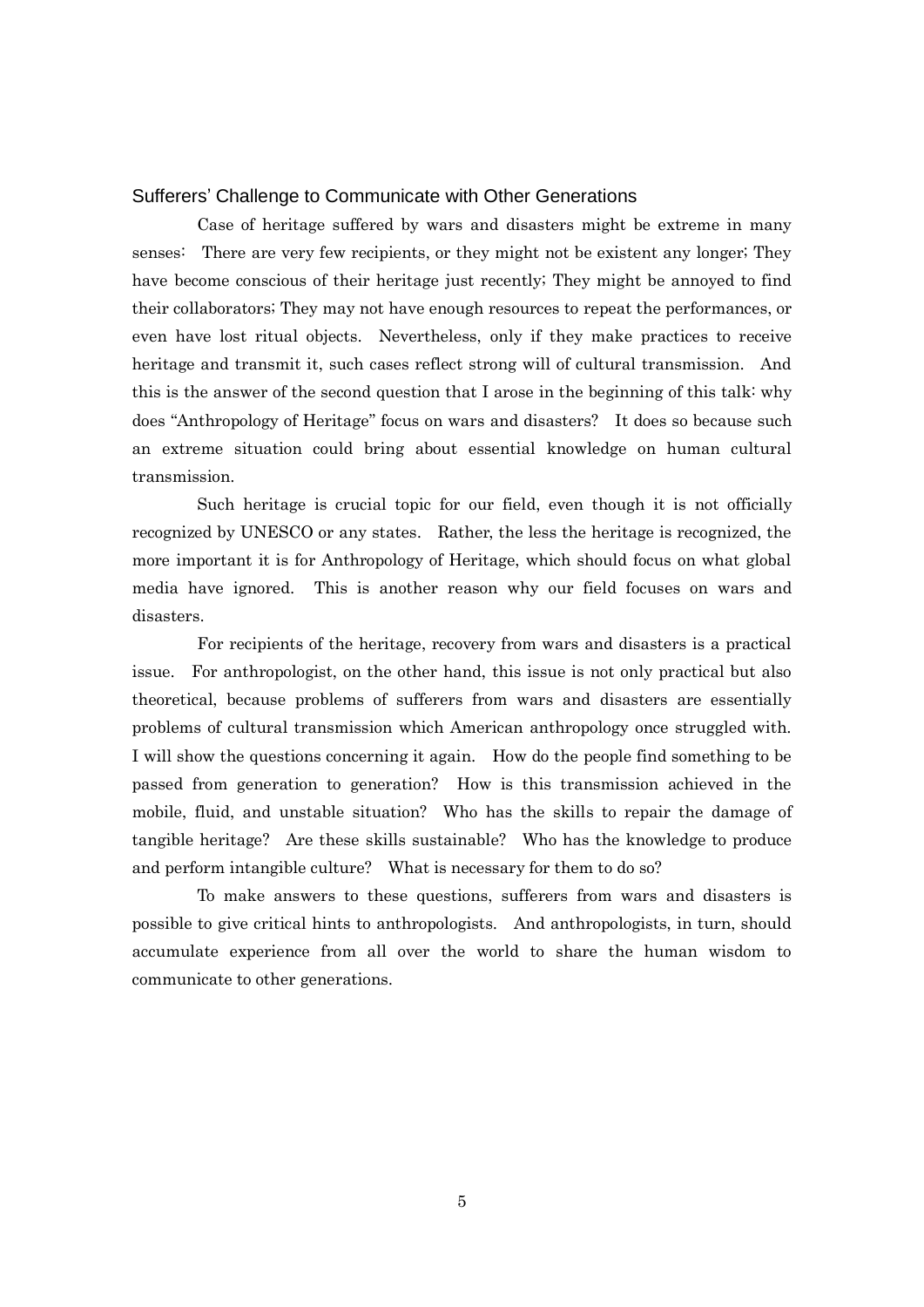## Sufferers' Challenge to Communicate with Other Generations

Case of heritage suffered by wars and disasters might be extreme in many senses: There are very few recipients, or they might not be existent any longer; They have become conscious of their heritage just recently; They might be annoyed to find their collaborators; They may not have enough resources to repeat the performances, or even have lost ritual objects. Nevertheless, only if they make practices to receive heritage and transmit it, such cases reflect strong will of cultural transmission. And this is the answer of the second question that I arose in the beginning of this talk: why does "Anthropology of Heritage" focus on wars and disasters? It does so because such an extreme situation could bring about essential knowledge on human cultural transmission.

Such heritage is crucial topic for our field, even though it is not officially recognized by UNESCO or any states. Rather, the less the heritage is recognized, the more important it is for Anthropology of Heritage, which should focus on what global media have ignored. This is another reason why our field focuses on wars and disasters.

For recipients of the heritage, recovery from wars and disasters is a practical issue. For anthropologist, on the other hand, this issue is not only practical but also theoretical, because problems of sufferers from wars and disasters are essentially problems of cultural transmission which American anthropology once struggled with. I will show the questions concerning it again. How do the people find something to be passed from generation to generation? How is this transmission achieved in the mobile, fluid, and unstable situation? Who has the skills to repair the damage of tangible heritage? Are these skills sustainable? Who has the knowledge to produce and perform intangible culture? What is necessary for them to do so?

To make answers to these questions, sufferers from wars and disasters is possible to give critical hints to anthropologists. And anthropologists, in turn, should accumulate experience from all over the world to share the human wisdom to communicate to other generations.